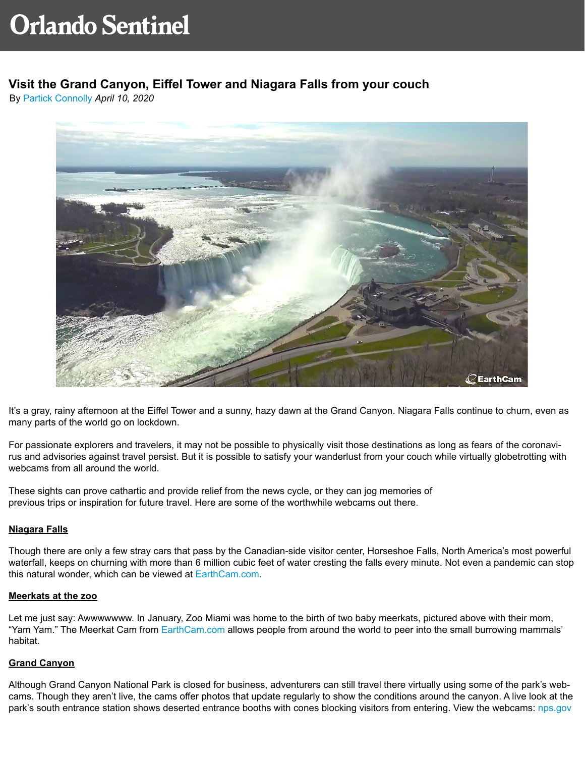# Orlando Sentinel

## Visit the Grand Canyon, Eiffel Tower and Niagara Falls from your couch

By Partick Connolly *April 10, 2020*

It's a gray, rainy afternoon at the Eiffel Tower and a sunny, hazy dawn at the Grand Canyon. Niagara Falls continue to churn, even as many parts of the world go on lockdown.

For passionate explorers and travelers, it may not be possible to physically visit those destinations as long as fears of the coronavirus and advisories against travel persist. But it is possible to satisfy your wanderlust from your couch while virtually globetrotting with webcams from all around the world.

These sights can prove cathartic and provide relief from the news cycle, or they can jog memories of previous trips or inspiration for future travel. Here are some of the worthwhile webcams out there.

### Niagara Falls

Though there are only a few stray cars that pass by the Canadian-side visitor center, Horseshoe Falls, North America's most powerful waterfall, keeps on churning with more than 6 million cubic feet of water cresting the falls every minute. Not even a pandemic can stop this natural wonder, which can be viewed at EarthCam.com.

### Meerkats at the zoo

Let me just say: Awwwwwww. In January, Zoo Miami was home to the birth of two baby meerkats, pictured above with their mom, "Yam Yam." The Meerkat Cam from EarthCam.com allows people from around the world to peer into the small burrowing mammals' habitat.

### Grand Canyon

Although Grand Canyon National Park is closed for business, adventurers can still travel there virtually using some of the park's webcams. Though they aren't live, the cams offer photos that update regularly to show the conditions around the canyon. A live look at the park's south entrance station shows deserted entrance booths with cones blocking visitors from entering. View the webcams: nps.gov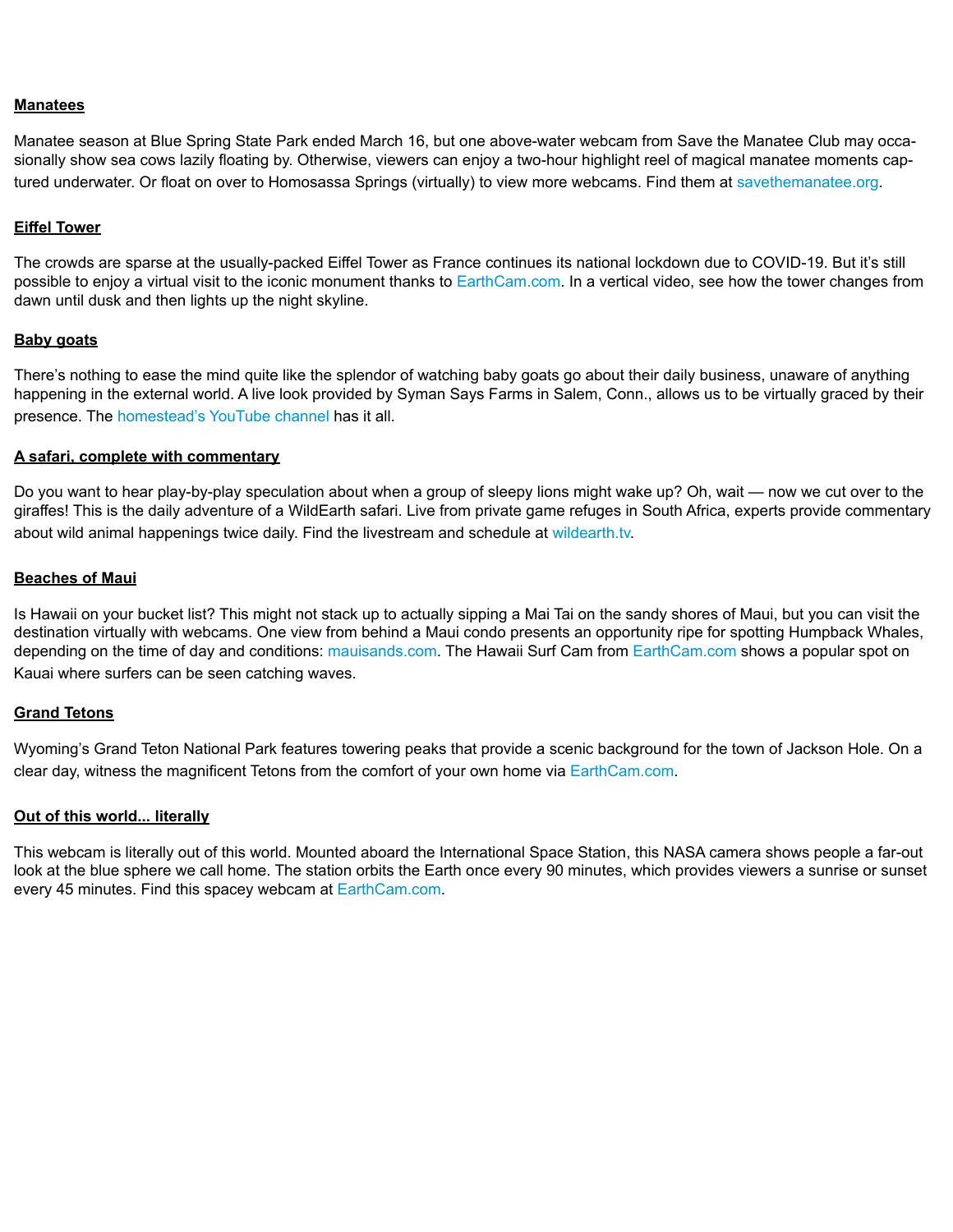**Manatees**

Manatee season at Blue Spring State Park ended March 16, but one above-water webcam from Save the Manatee Club may occasionally show sea cows lazily floating by. Otherwise, viewers can enjoy a two-hour highlight reel of magical manatee moments captured underwater. Or float on over to Homosassa Springs (virtually) to view more webcams. Find them at savethemanatee.org.

**Eiffel Tower**

The crowds are sparse at the usually-packed Eiffel Tower as France continues its national lockdown due to COVID-19. But it's still possible to enjoy a virtual visit to the iconic monument thanks to EarthCam.com. In a vertical video, see how the tower changes from dawn until dusk and then lights up the night skyline.

**Baby goats**

There's nothing to ease the mind quite like the splendor of watching baby goats go about their daily business, unaware of anything happening in the external world. A live look provided by Syman Says Farms in Salem, Conn., allows us to be virtually graced by their presence. The homestead's YouTube channel has it all.

**A safari, complete with commentary**

Do you want to hear play-by-play speculation about when a group of sleepy lions might wake up? Oh, wait — now we cut over to the giraffes! This is the daily adventure of a WildEarth safari. Live from private game refuges in South Africa, experts provide commentary about wild animal happenings twice daily. Find the livestream and schedule at wildearth.tv.

**Beaches of Maui**

Is Hawaii on your bucket list? This might not stack up to actually sipping a Mai Tai on the sandy shores of Maui, but you can visit the destination virtually with webcams. One view from behind a Maui condo presents an opportunity ripe for spotting Humpback Whales, depending on the time of day and conditions: mauisands.com. The Hawaii Surf Cam from EarthCam.com shows a popular spot on Kauai where surfers can be seen catching waves.

**Grand Tetons**

Wyoming's Grand Teton National Park features towering peaks that provide a scenic background for the town of Jackson Hole. On a clear day, witness the magnificent Tetons from the comfort of your own home via EarthCam.com.

**Out of this world... literally**

This webcam is literally out of this world. Mounted aboard the International Space Station, this NASA camera shows people a far-out look at the blue sphere we call home. The station orbits the Earth once every 90 minutes, which provides viewers a sunrise or sunset every 45 minutes. Find this spacey webcam at EarthCam.com.